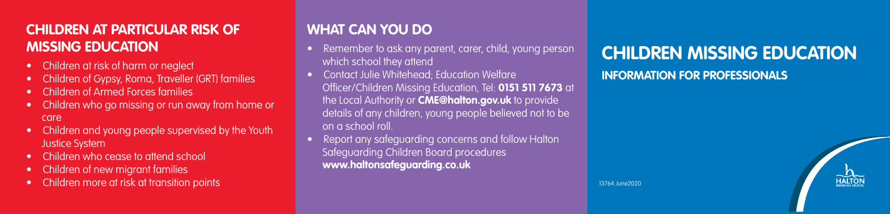## CHILDREN AT PARTICULAR RISK OF MISSING EDUCATION

- Children at risk of harm or neglect
- Children of Gypsy, Roma, Traveller (GRT) families
- Children of Armed Forces families
- Children who go missing or run away from home or care
- Children and young people supervised by the Youth Justice System
- Children who cease to attend school
- Children of new migrant families
- Children more at risk at transition points

## WHAT CAN YOU DO

- Remember to ask any parent, carer, child, young person which school they attend
- Contact Julie Whitehead; Education Welfare Officer/Children Missing Education, Tel: **0151 511 7673** at the Local Authority or **CME@halton.gov.uk** to provide details of any children, young people believed not to be on a school roll.
- Report any safeguarding concerns and follow Halton Safeguarding Children Board procedures **www.haltonsafeguarding.co.uk**

# CHILDREN MISSING EDUCATION

## INFORMATION FOR PROFESSIONALS

13764 June2020

HALTON BOROUGH COUNCIL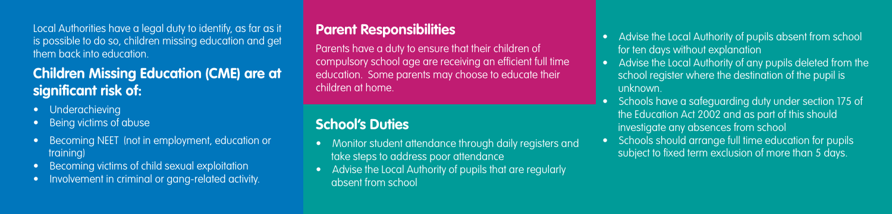Local Authorities have a legal duty to identify, as far as it is possible to do so, children missing education and get them back into education.

## Children Missing Education (CME) are at significant risk of:

- Underachieving
- Being victims of abuse
- Becoming NEET (not in employment, education or training)
- Becoming victims of child sexual exploitation
- Involvement in criminal or gang-related activity.

## Parent Responsibilities

Parents have a duty to ensure that their children of compulsory school age are receiving an efficient full time education. Some parents may choose to educate their children at home.

## School's Duties

- Monitor student attendance through daily registers and take steps to address poor attendance
- Advise the Local Authority of pupils that are regularly absent from school
- Advise the Local Authority of pupils absent from school for ten days without explanation
- Advise the Local Authority of any pupils deleted from the school register where the destination of the pupil is unknown.
- Schools have a safeguarding duty under section 175 of the Education Act 2002 and as part of this should investigate any absences from school
- Schools should arrange full time education for pupils subject to fixed term exclusion of more than 5 days.